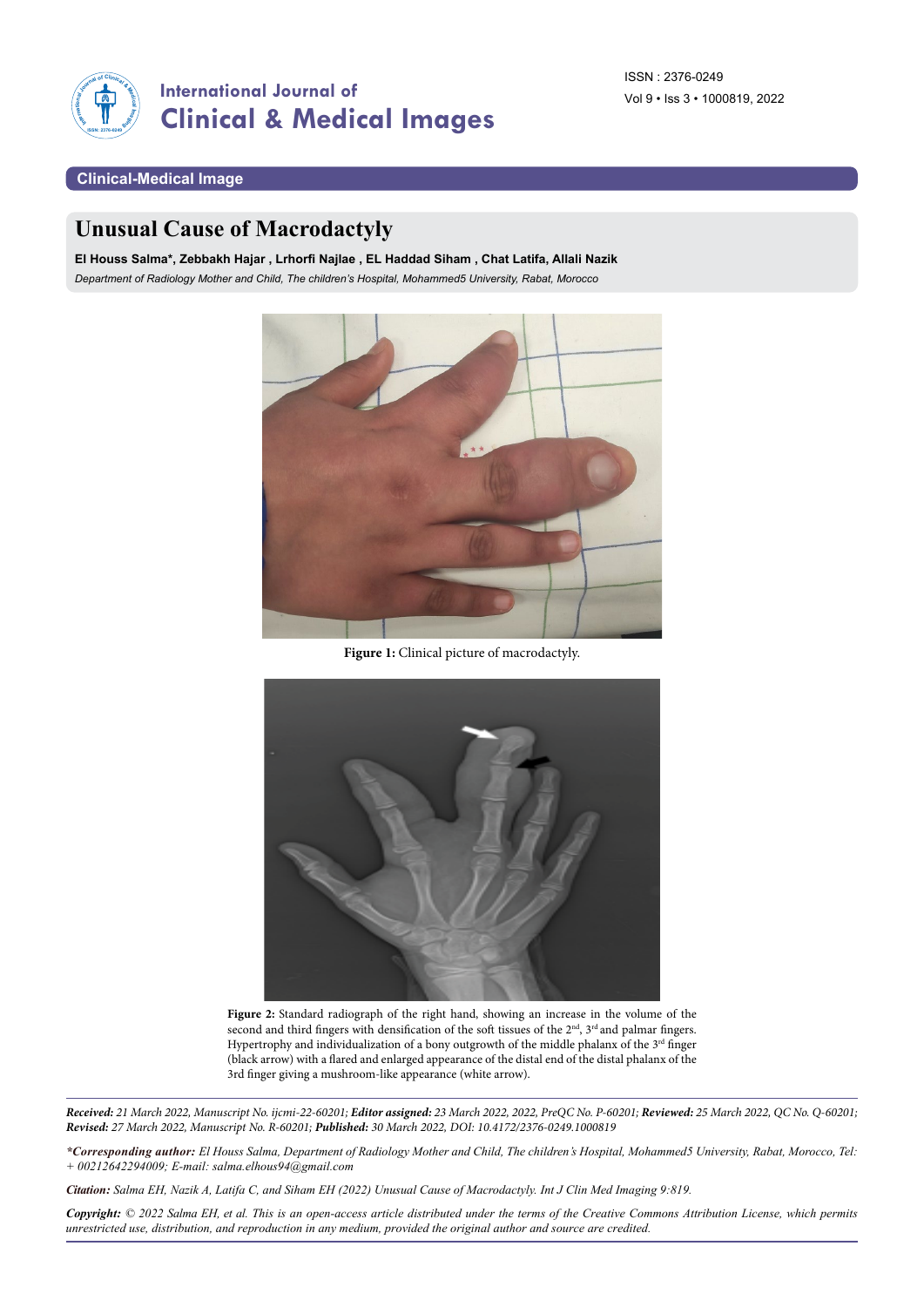Clinical-Medical Image

# Unusual Cause of Macrodactyly

**El Houss Salma\*, Zebbakh Hajar , Lrhorfi Najlae , EL Haddad Siham , Chat Latifa, Allali Nazik**

*Department of Radiology Mother and Child, The children's Hospital, Mohammed5 University, Rabat, Morocco*

**Figure 1:** Clinical picture of macrodactyly.

**Figure 2:** Standard radiograph of the right hand, showing an increase in the volume of the second and third fingers with densification of the soft tissues of the 2nd, 3rd and palmar fingers. Hypertrophy and individualization of a bony outgrowth of the middle phalanx of the 3rd finger (black arrow) with a flared and enlarged appearance of the distal end of the distal phalanx of the 3rd finger giving a mushroom-like appearance (white arrow).

***Received:*** *21 March 2022, Manuscript No. ijcmi-22-60201;* ***Editor assigned:*** *23 March 2022, 2022, PreQC No. P-60201;* ***Reviewed:*** *25 March 2022, QC No. Q-60201;* ***Revised:*** *27 March 2022, Manuscript No. R-60201;* ***Published:*** *30 March 2022, DOI: 10.4172/2376-0249.1000819*

***\*Corresponding author:*** *El Houss Salma, Department of Radiology Mother and Child, The children's Hospital, Mohammed5 University, Rabat, Morocco, Tel: + 00212642294009; E-mail: salma.elhous94@gmail.com*

***Citation:*** *Salma EH, Nazik A, Latifa C, and Siham EH (2022) Unusual Cause of Macrodactyly. Int J Clin Med Imaging 9:819.*

***Copyright:*** *© 2022 Salma EH, et al. This is an open-access article distributed under the terms of the Creative Commons Attribution License, which permits unrestricted use, distribution, and reproduction in any medium, provided the original author and source are credited.*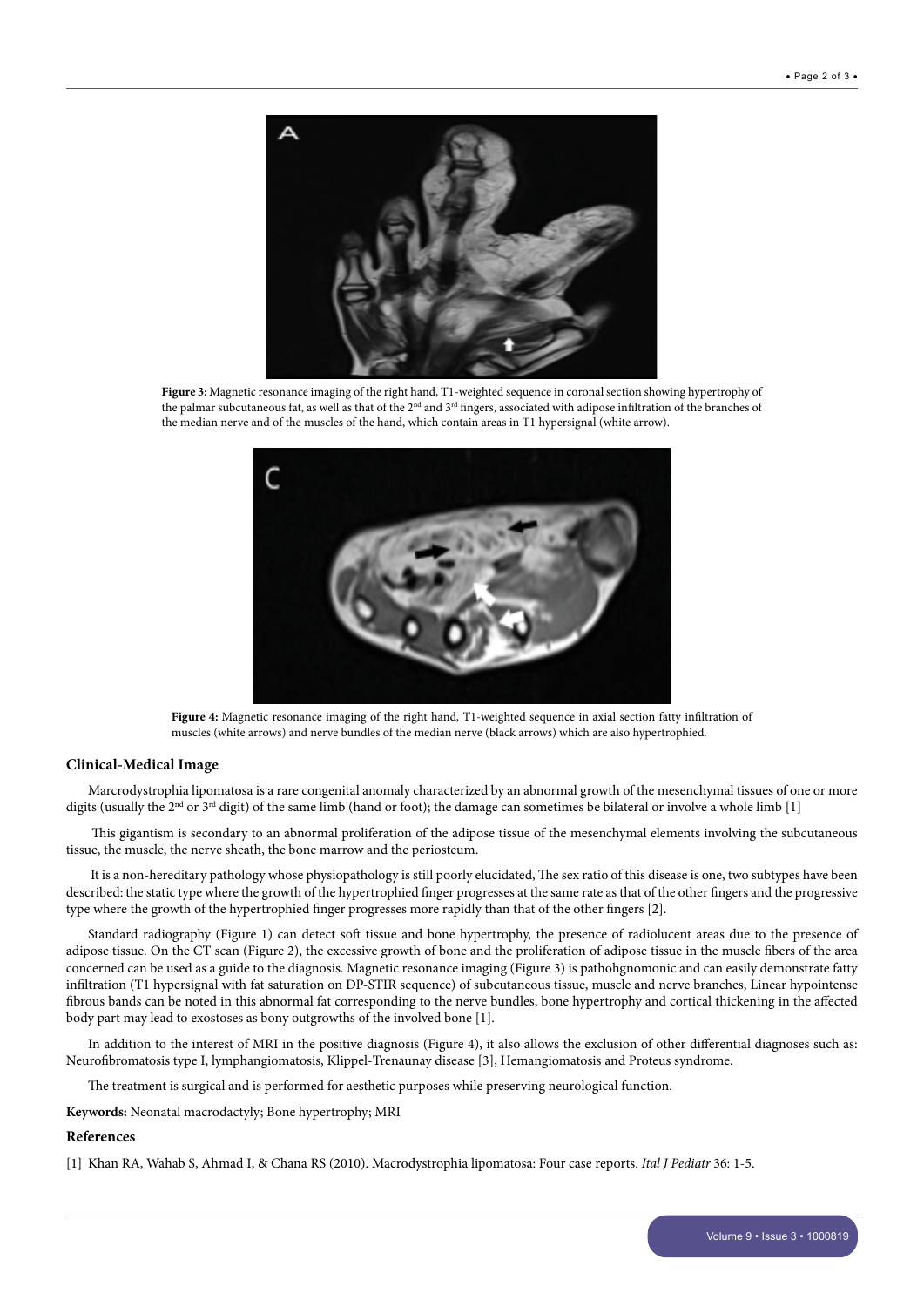**Figure 3:** Magnetic resonance imaging of the right hand, T1-weighted sequence in coronal section showing hypertrophy of the palmar subcutaneous fat, as well as that of the 2nd and 3rd fingers, associated with adipose infiltration of the branches of the median nerve and of the muscles of the hand, which contain areas in T1 hypersignal (white arrow).

**Figure 4:** Magnetic resonance imaging of the right hand, T1-weighted sequence in axial section fatty infiltration of muscles (white arrows) and nerve bundles of the median nerve (black arrows) which are also hypertrophied.

## Clinical-Medical Image

Marcrodystrophia lipomatosa is a rare congenital anomaly characterized by an abnormal growth of the mesenchymal tissues of one or more digits (usually the 2nd or 3rd digit) of the same limb (hand or foot); the damage can sometimes be bilateral or involve a whole limb [1]

This gigantism is secondary to an abnormal proliferation of the adipose tissue of the mesenchymal elements involving the subcutaneous tissue, the muscle, the nerve sheath, the bone marrow and the periosteum.

It is a non-hereditary pathology whose physiopathology is still poorly elucidated, The sex ratio of this disease is one, two subtypes have been described: the static type where the growth of the hypertrophied finger progresses at the same rate as that of the other fingers and the progressive type where the growth of the hypertrophied finger progresses more rapidly than that of the other fingers [2].

Standard radiography (Figure 1) can detect soft tissue and bone hypertrophy, the presence of radiolucent areas due to the presence of adipose tissue. On the CT scan (Figure 2), the excessive growth of bone and the proliferation of adipose tissue in the muscle fibers of the area concerned can be used as a guide to the diagnosis. Magnetic resonance imaging (Figure 3) is pathohgnomonic and can easily demonstrate fatty infiltration (T1 hypersignal with fat saturation on DP-STIR sequence) of subcutaneous tissue, muscle and nerve branches, Linear hypointense fibrous bands can be noted in this abnormal fat corresponding to the nerve bundles, bone hypertrophy and cortical thickening in the affected body part may lead to exostoses as bony outgrowths of the involved bone [1].

In addition to the interest of MRI in the positive diagnosis (Figure 4), it also allows the exclusion of other differential diagnoses such as: Neurofibromatosis type I, lymphangiomatosis, Klippel-Trenaunay disease [3], Hemangiomatosis and Proteus syndrome.

The treatment is surgical and is performed for aesthetic purposes while preserving neurological function.

**Keywords:** Neonatal macrodactyly; Bone hypertrophy; MRI

## References

[1] Khan RA, Wahab S, Ahmad I, & Chana RS (2010). Macrodystrophia lipomatosa: Four case reports. *Ital J Pediatr* 36: 1-5.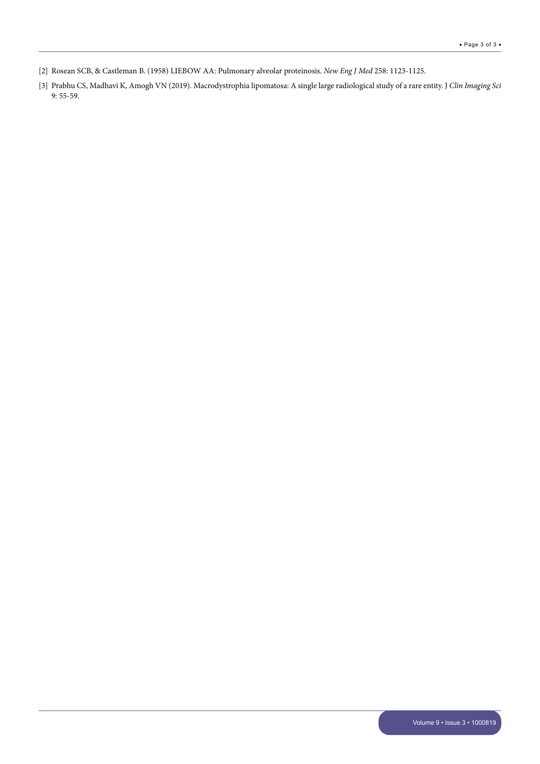[2] Rosean SCB, & Castleman B. (1958) LIEBOW AA: Pulmonary alveolar proteinosis. *New Eng J Med* 258: 1123-1125.

[3] Prabhu CS, Madhavi K, Amogh VN (2019). Macrodystrophia lipomatosa: A single large radiological study of a rare entity. J *Clin Imaging Sci* 9: 55-59.